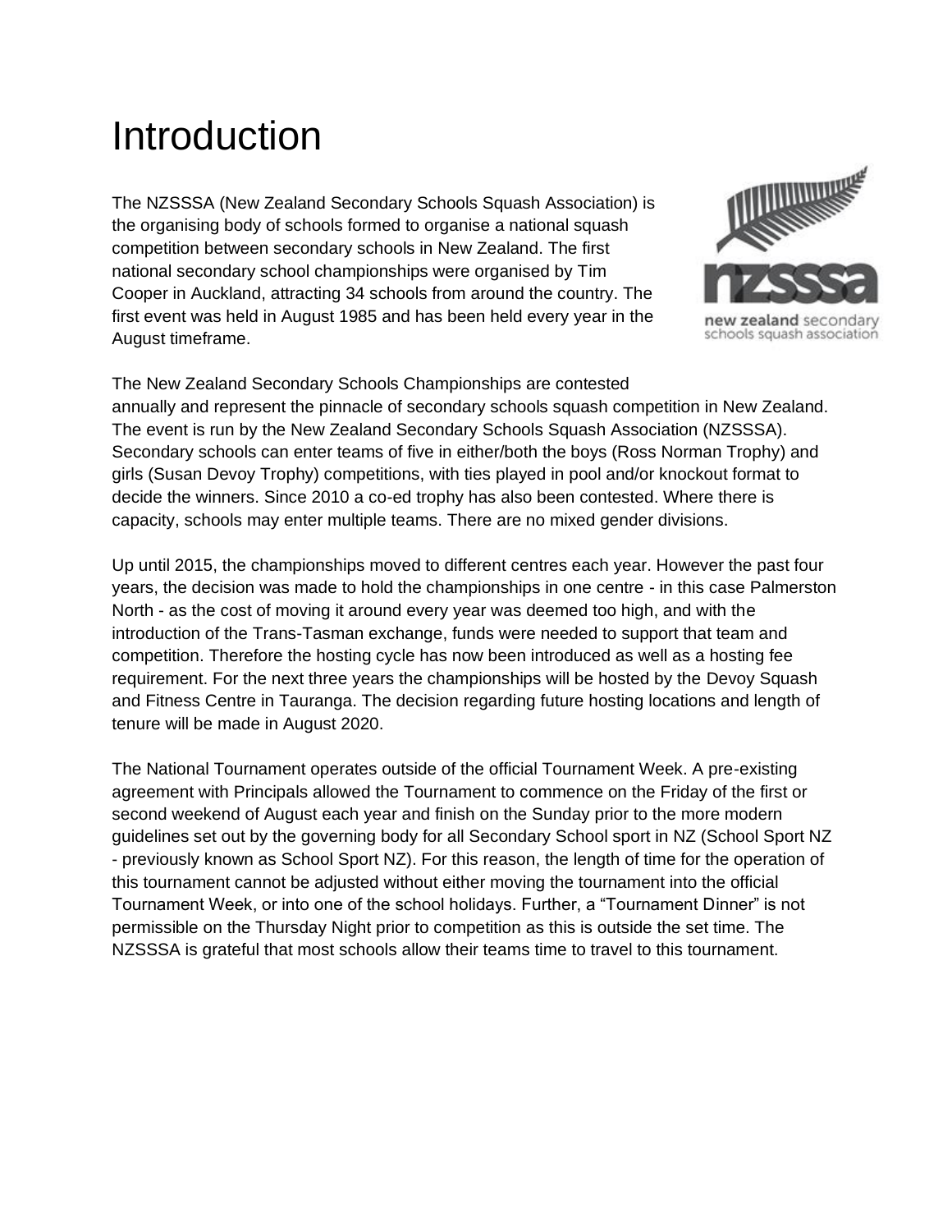# Introduction

The NZSSSA (New Zealand Secondary Schools Squash Association) is the organising body of schools formed to organise a national squash competition between secondary schools in New Zealand. The first national secondary school championships were organised by Tim Cooper in Auckland, attracting 34 schools from around the country. The first event was held in August 1985 and has been held every year in the August timeframe.

The New Zealand Secondary Schools Championships are contested annually and represent the pinnacle of secondary schools squash competition in New Zealand. The event is run by the New Zealand Secondary Schools Squash Association (NZSSSA). Secondary schools can enter teams of five in either/both the boys (Ross Norman Trophy) and girls (Susan Devoy Trophy) competitions, with ties played in pool and/or knockout format to decide the winners. Since 2010 a co-ed trophy has also been contested. Where there is capacity, schools may enter multiple teams. There are no mixed gender divisions.

Up until 2015, the championships moved to different centres each year. However the past four years, the decision was made to hold the championships in one centre - in this case Palmerston North - as the cost of moving it around every year was deemed too high, and with the introduction of the Trans-Tasman exchange, funds were needed to support that team and competition. Therefore the hosting cycle has now been introduced as well as a hosting fee requirement. For the next three years the championships will be hosted by the Devoy Squash and Fitness Centre in Tauranga. The decision regarding future hosting locations and length of tenure will be made in August 2020.

The National Tournament operates outside of the official Tournament Week. A pre-existing agreement with Principals allowed the Tournament to commence on the Friday of the first or second weekend of August each year and finish on the Sunday prior to the more modern guidelines set out by the governing body for all Secondary School sport in NZ (School Sport NZ - previously known as School Sport NZ). For this reason, the length of time for the operation of this tournament cannot be adjusted without either moving the tournament into the official Tournament Week, or into one of the school holidays. Further, a "Tournament Dinner" is not permissible on the Thursday Night prior to competition as this is outside the set time. The NZSSSA is grateful that most schools allow their teams time to travel to this tournament.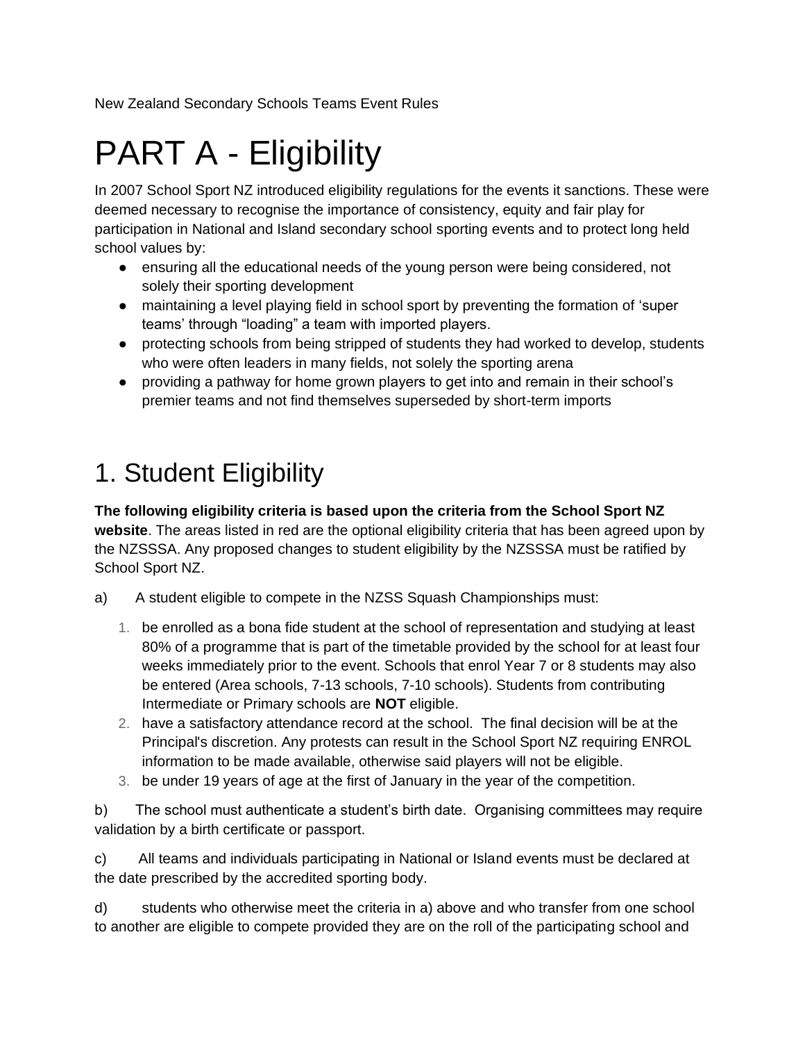New Zealand Secondary Schools Teams Event Rules

# PART A - Eligibility

In 2007 School Sport NZ introduced eligibility regulations for the events it sanctions. These were deemed necessary to recognise the importance of consistency, equity and fair play for participation in National and Island secondary school sporting events and to protect long held school values by:

- ensuring all the educational needs of the young person were being considered, not solely their sporting development
- maintaining a level playing field in school sport by preventing the formation of 'super teams' through "loading" a team with imported players.
- protecting schools from being stripped of students they had worked to develop, students who were often leaders in many fields, not solely the sporting arena
- providing a pathway for home grown players to get into and remain in their school's premier teams and not find themselves superseded by short-term imports

## 1. Student Eligibility

**The following eligibility criteria is based upon the criteria from the School Sport NZ website**. The areas listed in red are the optional eligibility criteria that has been agreed upon by the NZSSSA. Any proposed changes to student eligibility by the NZSSSA must be ratified by School Sport NZ.

a) A student eligible to compete in the NZSS Squash Championships must:

1. be enrolled as a bona fide student at the school of representation and studying at least 80% of a programme that is part of the timetable provided by the school for at least four weeks immediately prior to the event. Schools that enrol Year 7 or 8 students may also be entered (Area schools, 7-13 schools, 7-10 schools). Students from contributing Intermediate or Primary schools are **NOT** eligible.
2. have a satisfactory attendance record at the school. The final decision will be at the Principal's discretion. Any protests can result in the School Sport NZ requiring ENROL information to be made available, otherwise said players will not be eligible.
3. be under 19 years of age at the first of January in the year of the competition.

b) The school must authenticate a student's birth date. Organising committees may require validation by a birth certificate or passport.

c) All teams and individuals participating in National or Island events must be declared at the date prescribed by the accredited sporting body.

d) students who otherwise meet the criteria in a) above and who transfer from one school to another are eligible to compete provided they are on the roll of the participating school and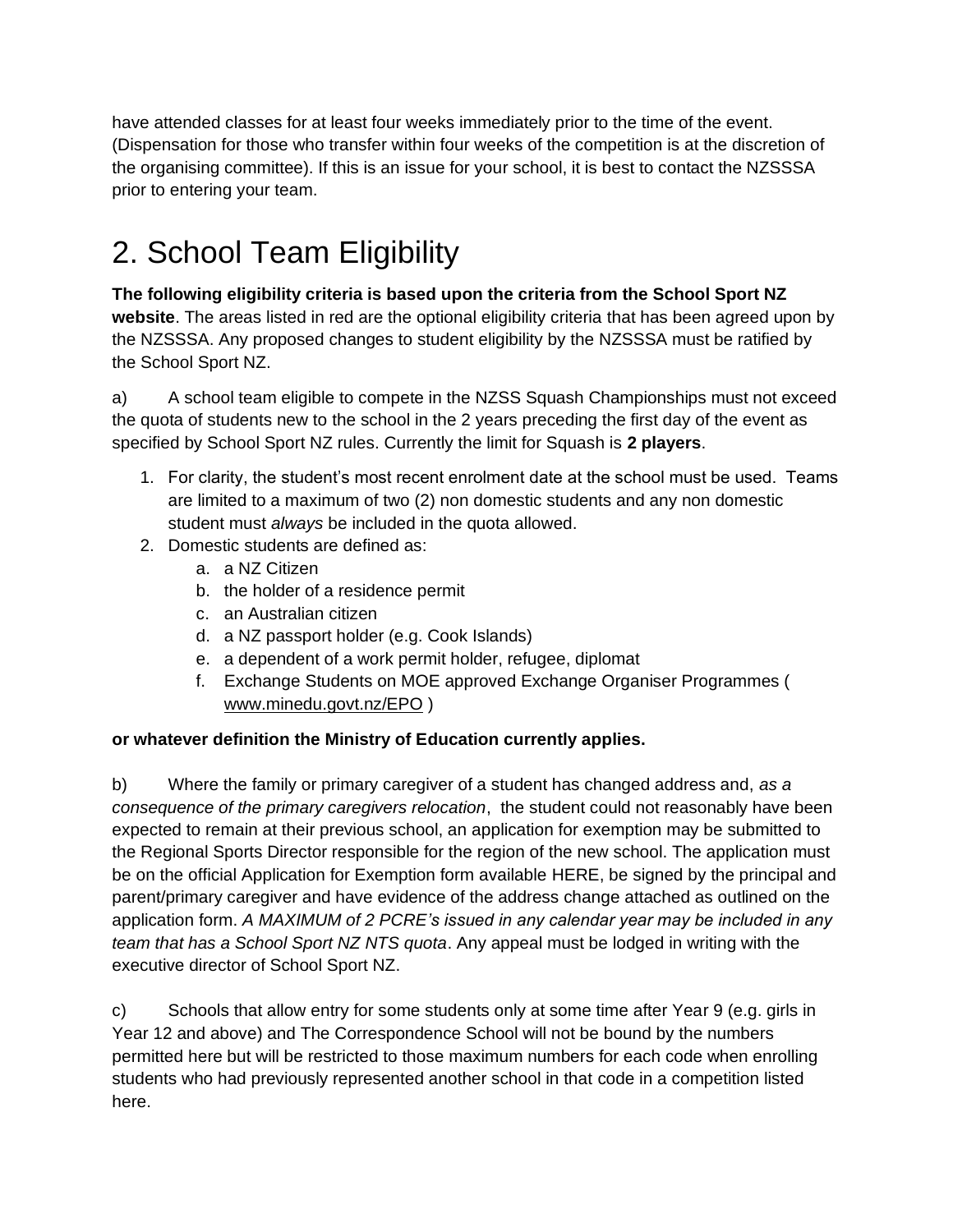have attended classes for at least four weeks immediately prior to the time of the event. (Dispensation for those who transfer within four weeks of the competition is at the discretion of the organising committee). If this is an issue for your school, it is best to contact the NZSSSA prior to entering your team.

# 2. School Team Eligibility

**The following eligibility criteria is based upon the criteria from the School Sport NZ website**. The areas listed in red are the optional eligibility criteria that has been agreed upon by the NZSSSA. Any proposed changes to student eligibility by the NZSSSA must be ratified by the School Sport NZ.

a) A school team eligible to compete in the NZSS Squash Championships must not exceed the quota of students new to the school in the 2 years preceding the first day of the event as specified by School Sport NZ rules. Currently the limit for Squash is **2 players**.

1. For clarity, the student's most recent enrolment date at the school must be used. Teams are limited to a maximum of two (2) non domestic students and any non domestic student must *always* be included in the quota allowed.
2. Domestic students are defined as:
    a. a NZ Citizen
    b. the holder of a residence permit
    c. an Australian citizen
    d. a NZ passport holder (e.g. Cook Islands)
    e. a dependent of a work permit holder, refugee, diplomat
    f. Exchange Students on MOE approved Exchange Organiser Programmes ( www.minedu.govt.nz/EPO )

**or whatever definition the Ministry of Education currently applies.**

b) Where the family or primary caregiver of a student has changed address and, *as a consequence of the primary caregivers relocation*, the student could not reasonably have been expected to remain at their previous school, an application for exemption may be submitted to the Regional Sports Director responsible for the region of the new school. The application must be on the official Application for Exemption form available HERE, be signed by the principal and parent/primary caregiver and have evidence of the address change attached as outlined on the application form. *A MAXIMUM of 2 PCRE's issued in any calendar year may be included in any team that has a School Sport NZ NTS quota*. Any appeal must be lodged in writing with the executive director of School Sport NZ.

c) Schools that allow entry for some students only at some time after Year 9 (e.g. girls in Year 12 and above) and The Correspondence School will not be bound by the numbers permitted here but will be restricted to those maximum numbers for each code when enrolling students who had previously represented another school in that code in a competition listed here.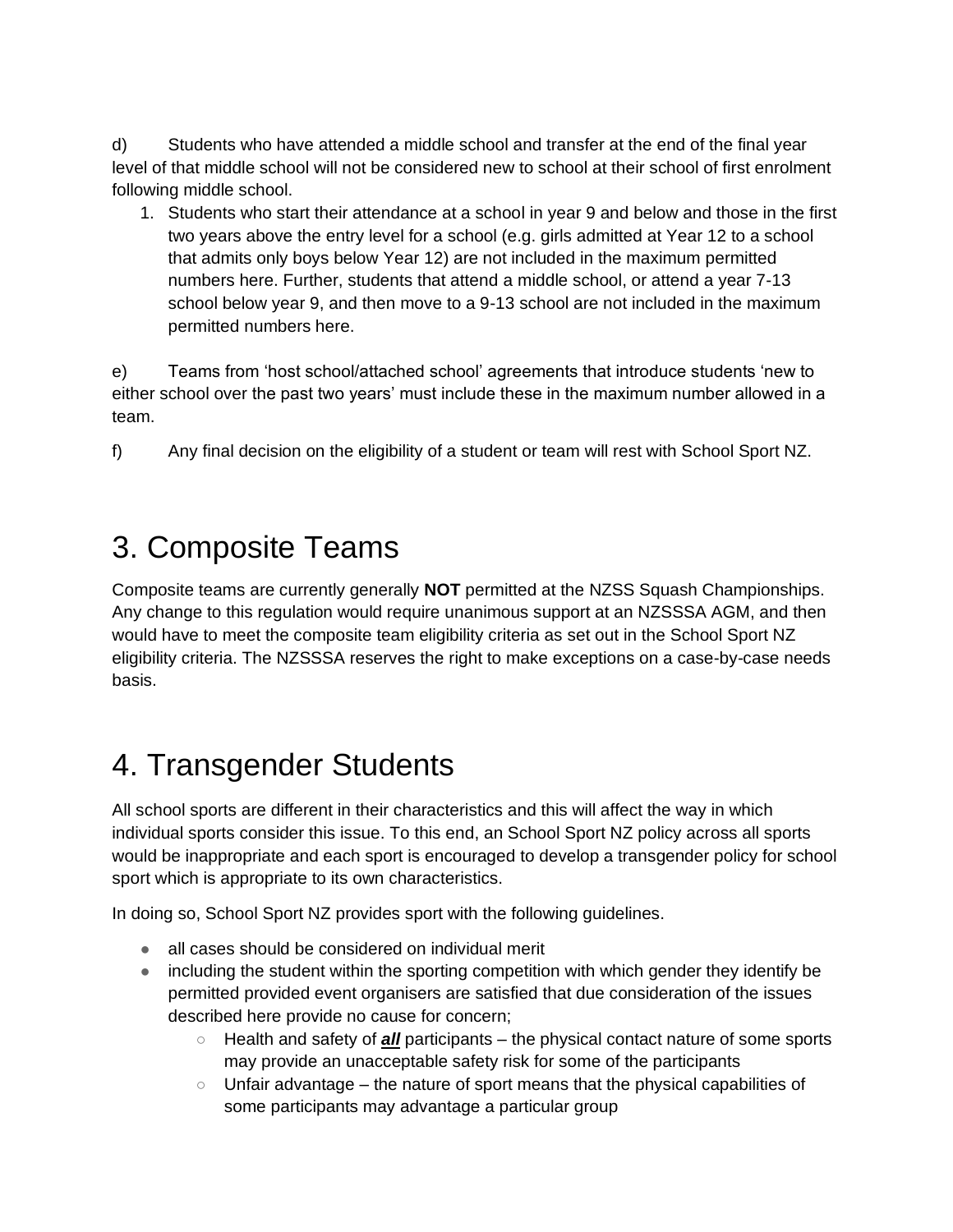d) Students who have attended a middle school and transfer at the end of the final year level of that middle school will not be considered new to school at their school of first enrolment following middle school.

1. Students who start their attendance at a school in year 9 and below and those in the first two years above the entry level for a school (e.g. girls admitted at Year 12 to a school that admits only boys below Year 12) are not included in the maximum permitted numbers here. Further, students that attend a middle school, or attend a year 7-13 school below year 9, and then move to a 9-13 school are not included in the maximum permitted numbers here.

e) Teams from 'host school/attached school' agreements that introduce students 'new to either school over the past two years' must include these in the maximum number allowed in a team.

f) Any final decision on the eligibility of a student or team will rest with School Sport NZ.

# 3. Composite Teams

Composite teams are currently generally **NOT** permitted at the NZSS Squash Championships. Any change to this regulation would require unanimous support at an NZSSSA AGM, and then would have to meet the composite team eligibility criteria as set out in the School Sport NZ eligibility criteria. The NZSSSA reserves the right to make exceptions on a case-by-case needs basis.

# 4. Transgender Students

All school sports are different in their characteristics and this will affect the way in which individual sports consider this issue. To this end, an School Sport NZ policy across all sports would be inappropriate and each sport is encouraged to develop a transgender policy for school sport which is appropriate to its own characteristics.

In doing so, School Sport NZ provides sport with the following guidelines.

- all cases should be considered on individual merit
- including the student within the sporting competition with which gender they identify be permitted provided event organisers are satisfied that due consideration of the issues described here provide no cause for concern;
  - Health and safety of ***all*** participants – the physical contact nature of some sports may provide an unacceptable safety risk for some of the participants
  - Unfair advantage – the nature of sport means that the physical capabilities of some participants may advantage a particular group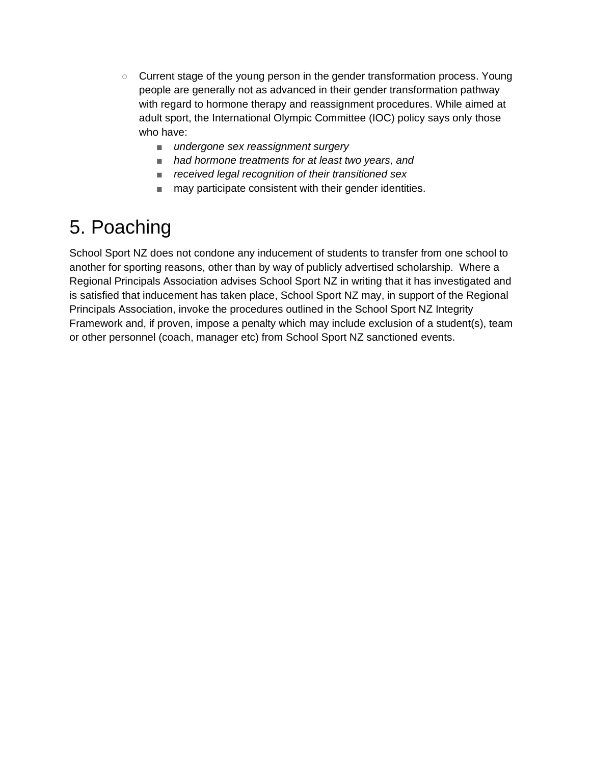- Current stage of the young person in the gender transformation process. Young people are generally not as advanced in their gender transformation pathway with regard to hormone therapy and reassignment procedures. While aimed at adult sport, the International Olympic Committee (IOC) policy says only those who have:
        - *undergone sex reassignment surgery*
        - *had hormone treatments for at least two years, and*
        - *received legal recognition of their transitioned sex*
        - may participate consistent with their gender identities.

# 5. Poaching

School Sport NZ does not condone any inducement of students to transfer from one school to another for sporting reasons, other than by way of publicly advertised scholarship. Where a Regional Principals Association advises School Sport NZ in writing that it has investigated and is satisfied that inducement has taken place, School Sport NZ may, in support of the Regional Principals Association, invoke the procedures outlined in the School Sport NZ Integrity Framework and, if proven, impose a penalty which may include exclusion of a student(s), team or other personnel (coach, manager etc) from School Sport NZ sanctioned events.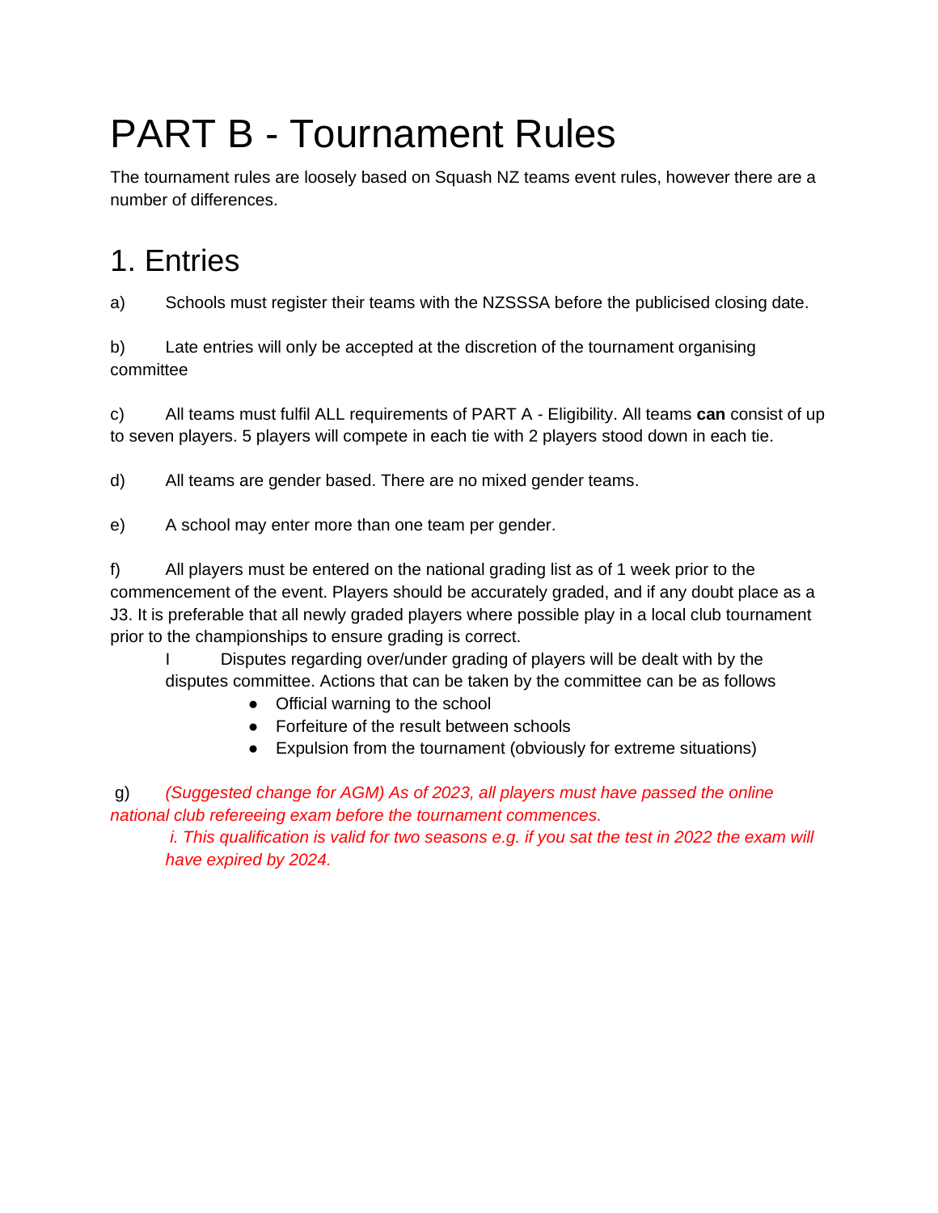# PART B - Tournament Rules

The tournament rules are loosely based on Squash NZ teams event rules, however there are a number of differences.

## 1. Entries

a) Schools must register their teams with the NZSSSA before the publicised closing date.

b) Late entries will only be accepted at the discretion of the tournament organising committee

c) All teams must fulfil ALL requirements of PART A - Eligibility. All teams **can** consist of up to seven players. 5 players will compete in each tie with 2 players stood down in each tie.

d) All teams are gender based. There are no mixed gender teams.

e) A school may enter more than one team per gender.

f) All players must be entered on the national grading list as of 1 week prior to the commencement of the event. Players should be accurately graded, and if any doubt place as a J3. It is preferable that all newly graded players where possible play in a local club tournament prior to the championships to ensure grading is correct.

I Disputes regarding over/under grading of players will be dealt with by the disputes committee. Actions that can be taken by the committee can be as follows

- Official warning to the school
- Forfeiture of the result between schools
- Expulsion from the tournament (obviously for extreme situations)

g) *(Suggested change for AGM) As of 2023, all players must have passed the online national club refereeing exam before the tournament commences.*

*i. This qualification is valid for two seasons e.g. if you sat the test in 2022 the exam will have expired by 2024.*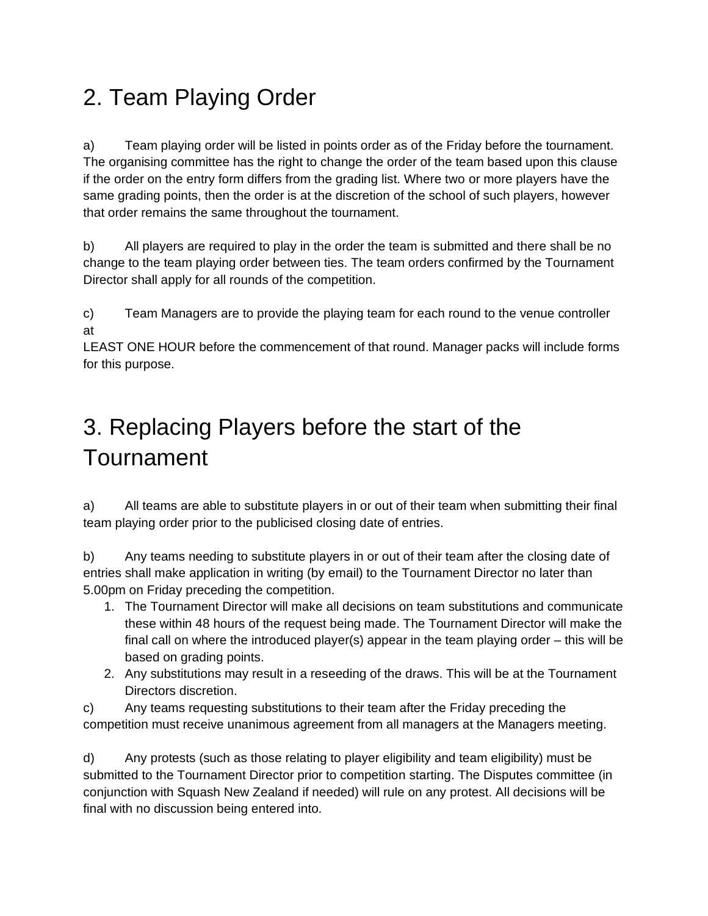# 2. Team Playing Order

a) Team playing order will be listed in points order as of the Friday before the tournament. The organising committee has the right to change the order of the team based upon this clause if the order on the entry form differs from the grading list. Where two or more players have the same grading points, then the order is at the discretion of the school of such players, however that order remains the same throughout the tournament.

b) All players are required to play in the order the team is submitted and there shall be no change to the team playing order between ties. The team orders confirmed by the Tournament Director shall apply for all rounds of the competition.

c) Team Managers are to provide the playing team for each round to the venue controller at
LEAST ONE HOUR before the commencement of that round. Manager packs will include forms for this purpose.

# 3. Replacing Players before the start of the Tournament

a) All teams are able to substitute players in or out of their team when submitting their final team playing order prior to the publicised closing date of entries.

b) Any teams needing to substitute players in or out of their team after the closing date of entries shall make application in writing (by email) to the Tournament Director no later than 5.00pm on Friday preceding the competition.

1. The Tournament Director will make all decisions on team substitutions and communicate these within 48 hours of the request being made. The Tournament Director will make the final call on where the introduced player(s) appear in the team playing order – this will be based on grading points.
2. Any substitutions may result in a reseeding of the draws. This will be at the Tournament Directors discretion.

c) Any teams requesting substitutions to their team after the Friday preceding the competition must receive unanimous agreement from all managers at the Managers meeting.

d) Any protests (such as those relating to player eligibility and team eligibility) must be submitted to the Tournament Director prior to competition starting. The Disputes committee (in conjunction with Squash New Zealand if needed) will rule on any protest. All decisions will be final with no discussion being entered into.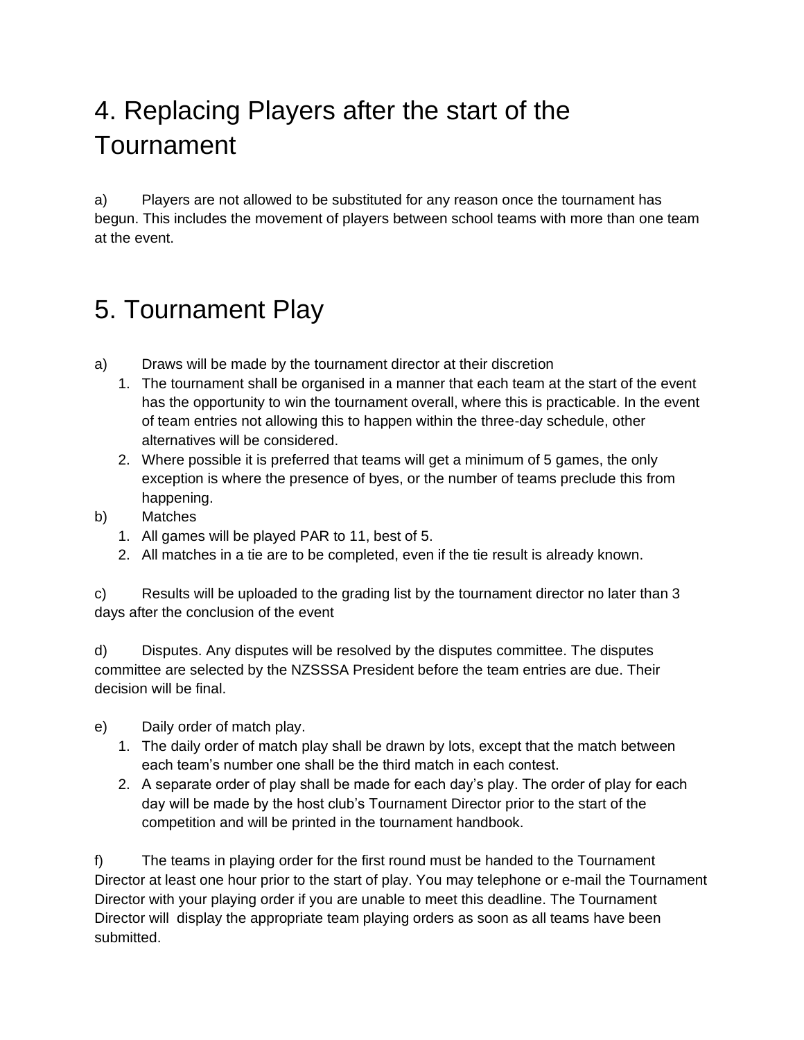# 4. Replacing Players after the start of the Tournament

a) Players are not allowed to be substituted for any reason once the tournament has begun. This includes the movement of players between school teams with more than one team at the event.

# 5. Tournament Play

a) Draws will be made by the tournament director at their discretion

1. The tournament shall be organised in a manner that each team at the start of the event has the opportunity to win the tournament overall, where this is practicable. In the event of team entries not allowing this to happen within the three-day schedule, other alternatives will be considered.
2. Where possible it is preferred that teams will get a minimum of 5 games, the only exception is where the presence of byes, or the number of teams preclude this from happening.

b) Matches

1. All games will be played PAR to 11, best of 5.
2. All matches in a tie are to be completed, even if the tie result is already known.

c) Results will be uploaded to the grading list by the tournament director no later than 3 days after the conclusion of the event

d) Disputes. Any disputes will be resolved by the disputes committee. The disputes committee are selected by the NZSSSA President before the team entries are due. Their decision will be final.

e) Daily order of match play.

1. The daily order of match play shall be drawn by lots, except that the match between each team's number one shall be the third match in each contest.
2. A separate order of play shall be made for each day's play. The order of play for each day will be made by the host club's Tournament Director prior to the start of the competition and will be printed in the tournament handbook.

f) The teams in playing order for the first round must be handed to the Tournament Director at least one hour prior to the start of play. You may telephone or e-mail the Tournament Director with your playing order if you are unable to meet this deadline. The Tournament Director will display the appropriate team playing orders as soon as all teams have been submitted.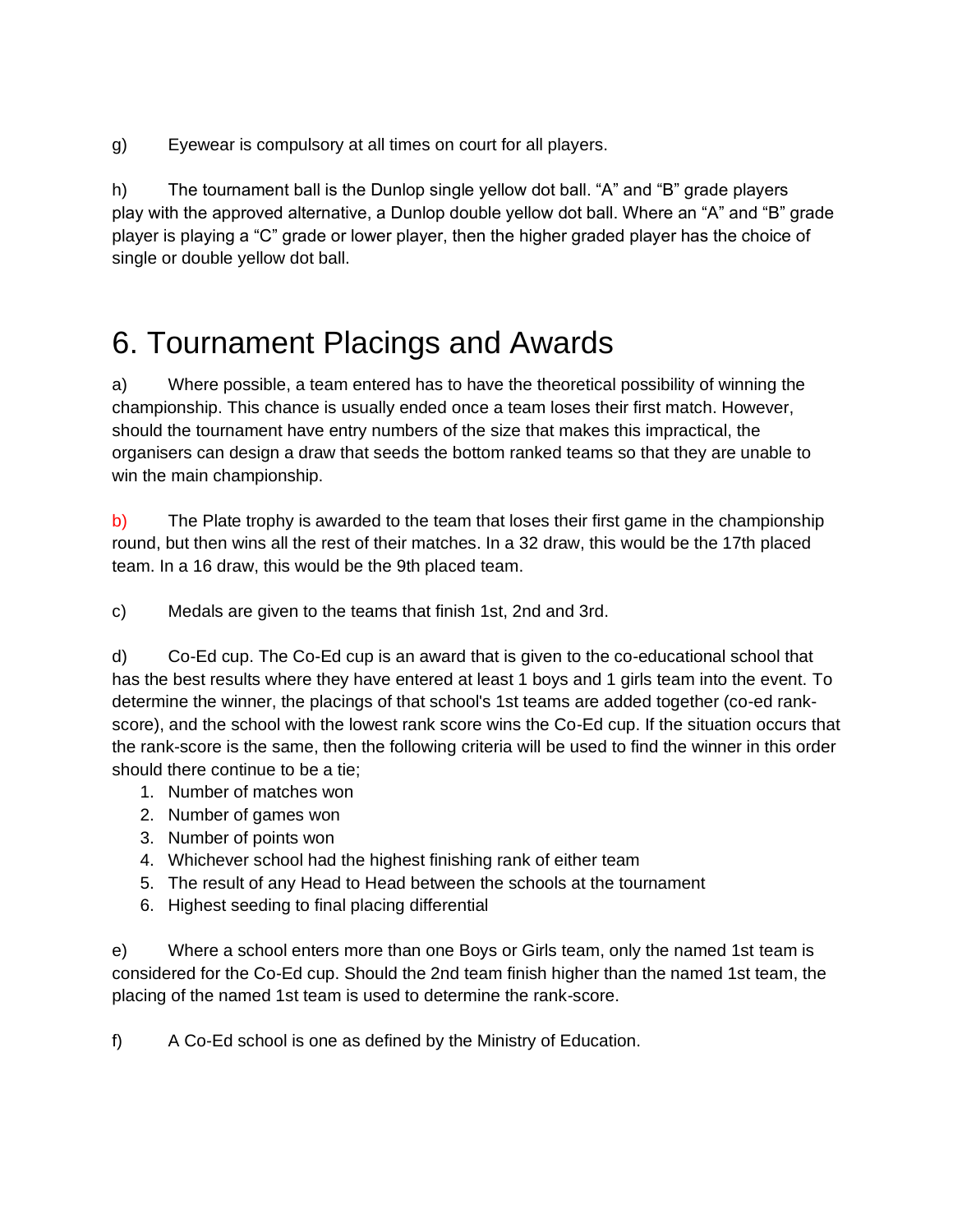g) Eyewear is compulsory at all times on court for all players.

h) The tournament ball is the Dunlop single yellow dot ball. "A" and "B" grade players play with the approved alternative, a Dunlop double yellow dot ball. Where an "A" and "B" grade player is playing a "C" grade or lower player, then the higher graded player has the choice of single or double yellow dot ball.

# 6. Tournament Placings and Awards

a) Where possible, a team entered has to have the theoretical possibility of winning the championship. This chance is usually ended once a team loses their first match. However, should the tournament have entry numbers of the size that makes this impractical, the organisers can design a draw that seeds the bottom ranked teams so that they are unable to win the main championship.

b) The Plate trophy is awarded to the team that loses their first game in the championship round, but then wins all the rest of their matches. In a 32 draw, this would be the 17th placed team. In a 16 draw, this would be the 9th placed team.

c) Medals are given to the teams that finish 1st, 2nd and 3rd.

d) Co-Ed cup. The Co-Ed cup is an award that is given to the co-educational school that has the best results where they have entered at least 1 boys and 1 girls team into the event. To determine the winner, the placings of that school's 1st teams are added together (co-ed rank-score), and the school with the lowest rank score wins the Co-Ed cup. If the situation occurs that the rank-score is the same, then the following criteria will be used to find the winner in this order should there continue to be a tie;

1. Number of matches won
2. Number of games won
3. Number of points won
4. Whichever school had the highest finishing rank of either team
5. The result of any Head to Head between the schools at the tournament
6. Highest seeding to final placing differential

e) Where a school enters more than one Boys or Girls team, only the named 1st team is considered for the Co-Ed cup. Should the 2nd team finish higher than the named 1st team, the placing of the named 1st team is used to determine the rank-score.

f) A Co-Ed school is one as defined by the Ministry of Education.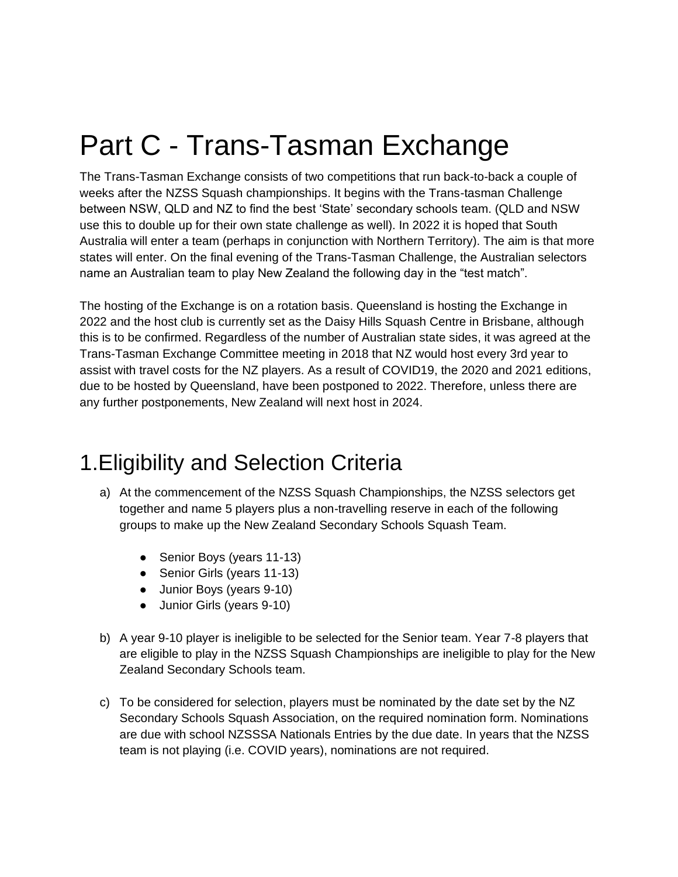# Part C - Trans-Tasman Exchange

The Trans-Tasman Exchange consists of two competitions that run back-to-back a couple of weeks after the NZSS Squash championships. It begins with the Trans-tasman Challenge between NSW, QLD and NZ to find the best 'State' secondary schools team. (QLD and NSW use this to double up for their own state challenge as well). In 2022 it is hoped that South Australia will enter a team (perhaps in conjunction with Northern Territory). The aim is that more states will enter. On the final evening of the Trans-Tasman Challenge, the Australian selectors name an Australian team to play New Zealand the following day in the "test match".

The hosting of the Exchange is on a rotation basis. Queensland is hosting the Exchange in 2022 and the host club is currently set as the Daisy Hills Squash Centre in Brisbane, although this is to be confirmed. Regardless of the number of Australian state sides, it was agreed at the Trans-Tasman Exchange Committee meeting in 2018 that NZ would host every 3rd year to assist with travel costs for the NZ players. As a result of COVID19, the 2020 and 2021 editions, due to be hosted by Queensland, have been postponed to 2022. Therefore, unless there are any further postponements, New Zealand will next host in 2024.

## 1.Eligibility and Selection Criteria

a) At the commencement of the NZSS Squash Championships, the NZSS selectors get together and name 5 players plus a non-travelling reserve in each of the following groups to make up the New Zealand Secondary Schools Squash Team.

- Senior Boys (years 11-13)
- Senior Girls (years 11-13)
- Junior Boys (years 9-10)
- Junior Girls (years 9-10)

b) A year 9-10 player is ineligible to be selected for the Senior team. Year 7-8 players that are eligible to play in the NZSS Squash Championships are ineligible to play for the New Zealand Secondary Schools team.

c) To be considered for selection, players must be nominated by the date set by the NZ Secondary Schools Squash Association, on the required nomination form. Nominations are due with school NZSSSA Nationals Entries by the due date. In years that the NZSS team is not playing (i.e. COVID years), nominations are not required.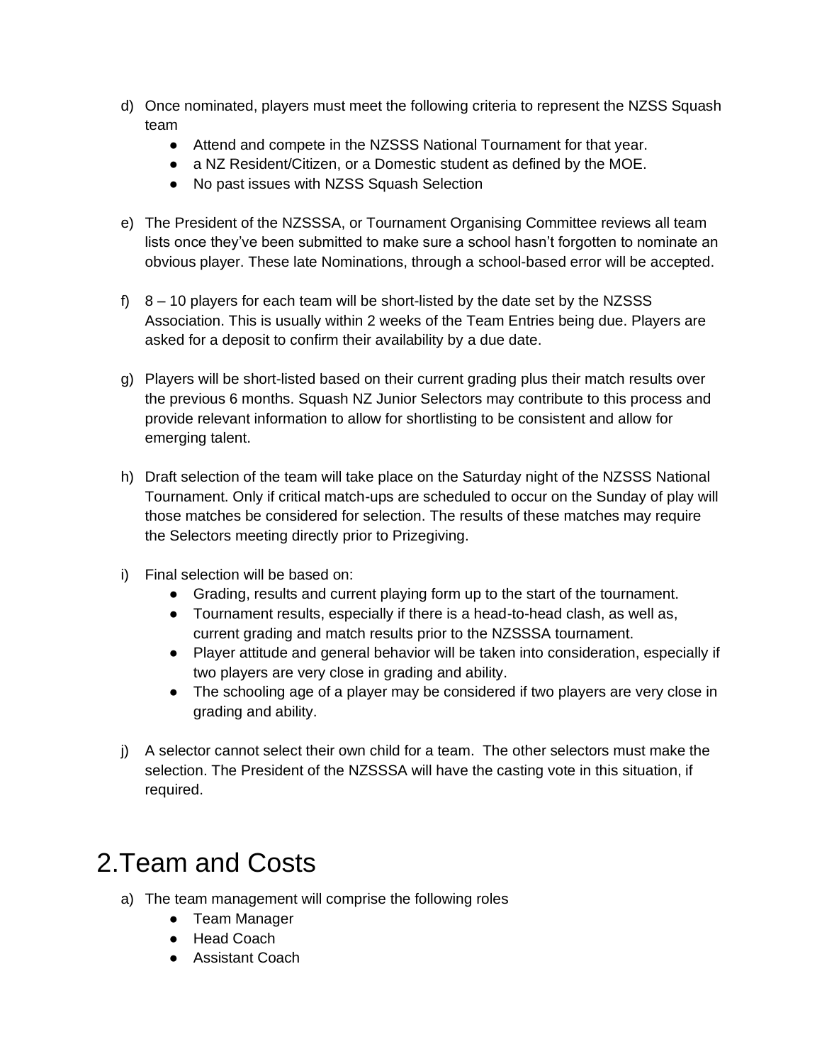d) Once nominated, players must meet the following criteria to represent the NZSS Squash team
   - Attend and compete in the NZSSS National Tournament for that year.
   - a NZ Resident/Citizen, or a Domestic student as defined by the MOE.
   - No past issues with NZSS Squash Selection

e) The President of the NZSSSA, or Tournament Organising Committee reviews all team lists once they've been submitted to make sure a school hasn't forgotten to nominate an obvious player. These late Nominations, through a school-based error will be accepted.

f) 8 – 10 players for each team will be short-listed by the date set by the NZSSS Association. This is usually within 2 weeks of the Team Entries being due. Players are asked for a deposit to confirm their availability by a due date.

g) Players will be short-listed based on their current grading plus their match results over the previous 6 months. Squash NZ Junior Selectors may contribute to this process and provide relevant information to allow for shortlisting to be consistent and allow for emerging talent.

h) Draft selection of the team will take place on the Saturday night of the NZSSS National Tournament. Only if critical match-ups are scheduled to occur on the Sunday of play will those matches be considered for selection. The results of these matches may require the Selectors meeting directly prior to Prizegiving.

i) Final selection will be based on:
   - Grading, results and current playing form up to the start of the tournament.
   - Tournament results, especially if there is a head-to-head clash, as well as, current grading and match results prior to the NZSSSA tournament.
   - Player attitude and general behavior will be taken into consideration, especially if two players are very close in grading and ability.
   - The schooling age of a player may be considered if two players are very close in grading and ability.

j) A selector cannot select their own child for a team. The other selectors must make the selection. The President of the NZSSSA will have the casting vote in this situation, if required.

# 2.Team and Costs

a) The team management will comprise the following roles
   - Team Manager
   - Head Coach
   - Assistant Coach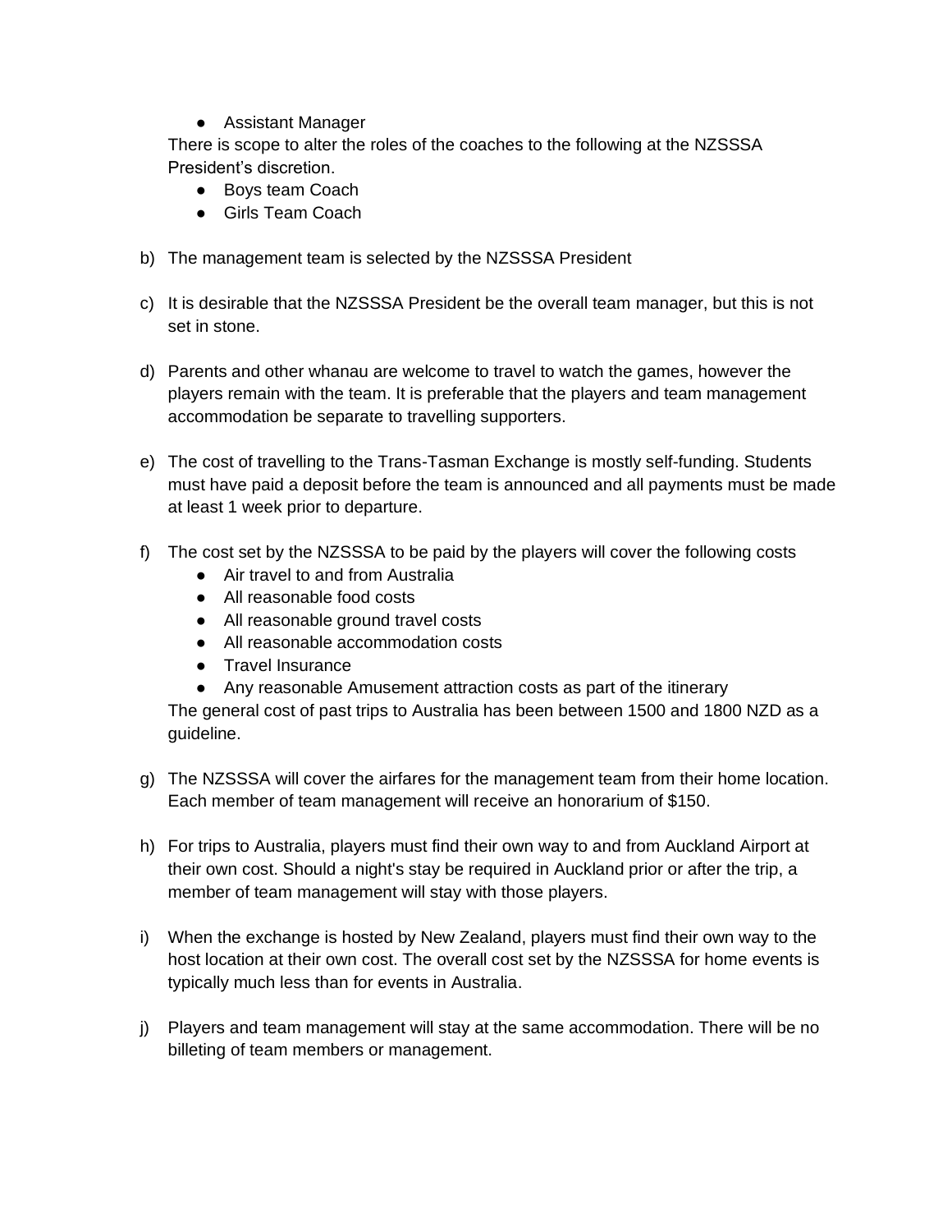- Assistant Manager

There is scope to alter the roles of the coaches to the following at the NZSSSA President's discretion.

- Boys team Coach
- Girls Team Coach

b) The management team is selected by the NZSSSA President

c) It is desirable that the NZSSSA President be the overall team manager, but this is not set in stone.

d) Parents and other whanau are welcome to travel to watch the games, however the players remain with the team. It is preferable that the players and team management accommodation be separate to travelling supporters.

e) The cost of travelling to the Trans-Tasman Exchange is mostly self-funding. Students must have paid a deposit before the team is announced and all payments must be made at least 1 week prior to departure.

f) The cost set by the NZSSSA to be paid by the players will cover the following costs

- Air travel to and from Australia
- All reasonable food costs
- All reasonable ground travel costs
- All reasonable accommodation costs
- Travel Insurance
- Any reasonable Amusement attraction costs as part of the itinerary

The general cost of past trips to Australia has been between 1500 and 1800 NZD as a guideline.

g) The NZSSSA will cover the airfares for the management team from their home location. Each member of team management will receive an honorarium of $150.

h) For trips to Australia, players must find their own way to and from Auckland Airport at their own cost. Should a night's stay be required in Auckland prior or after the trip, a member of team management will stay with those players.

i) When the exchange is hosted by New Zealand, players must find their own way to the host location at their own cost. The overall cost set by the NZSSSA for home events is typically much less than for events in Australia.

j) Players and team management will stay at the same accommodation. There will be no billeting of team members or management.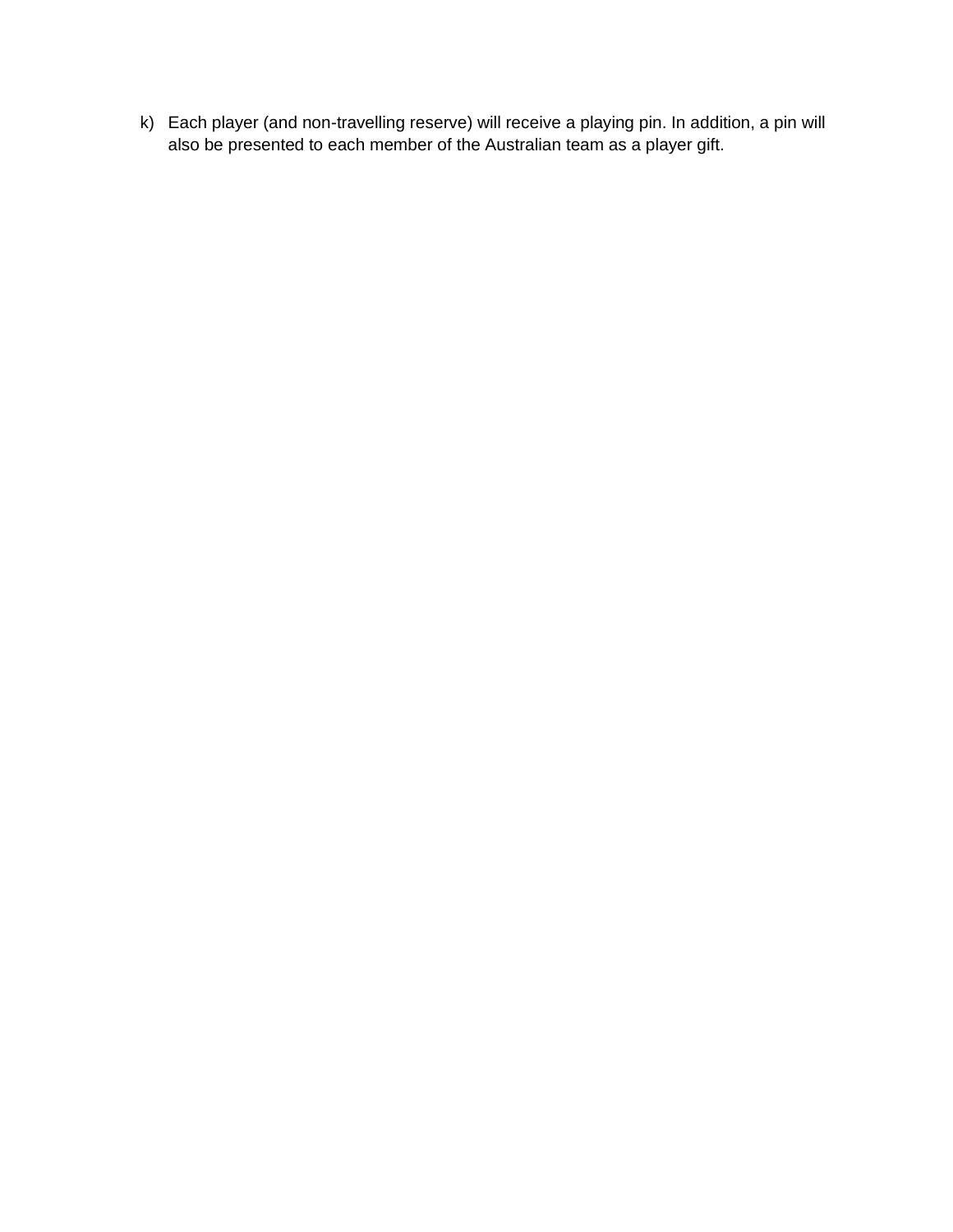k) Each player (and non-travelling reserve) will receive a playing pin. In addition, a pin will also be presented to each member of the Australian team as a player gift.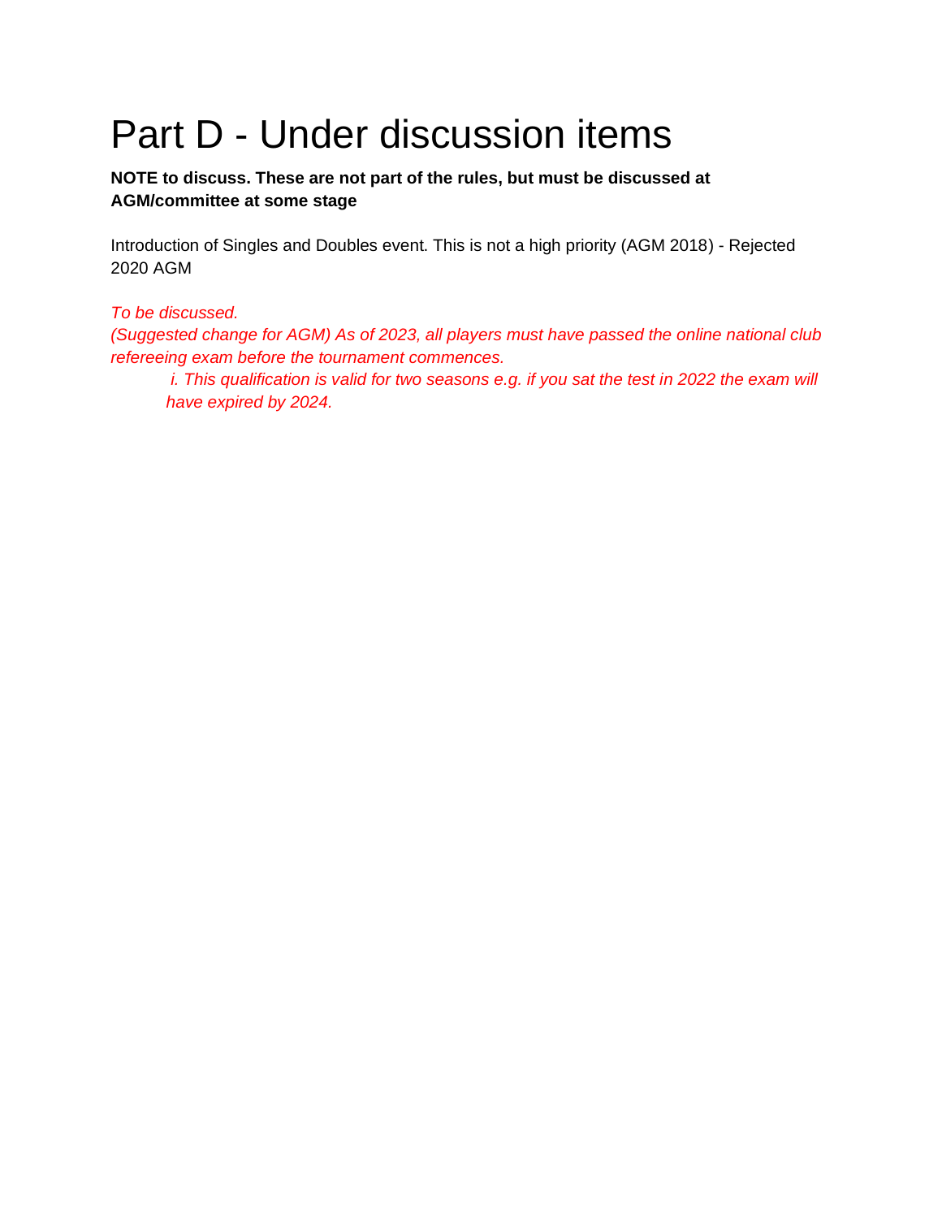# Part D - Under discussion items

**NOTE to discuss. These are not part of the rules, but must be discussed at AGM/committee at some stage**

Introduction of Singles and Doubles event. This is not a high priority (AGM 2018) - Rejected 2020 AGM

*To be discussed.*

*(Suggested change for AGM) As of 2023, all players must have passed the online national club refereeing exam before the tournament commences.*

> *i. This qualification is valid for two seasons e.g. if you sat the test in 2022 the exam will have expired by 2024.*